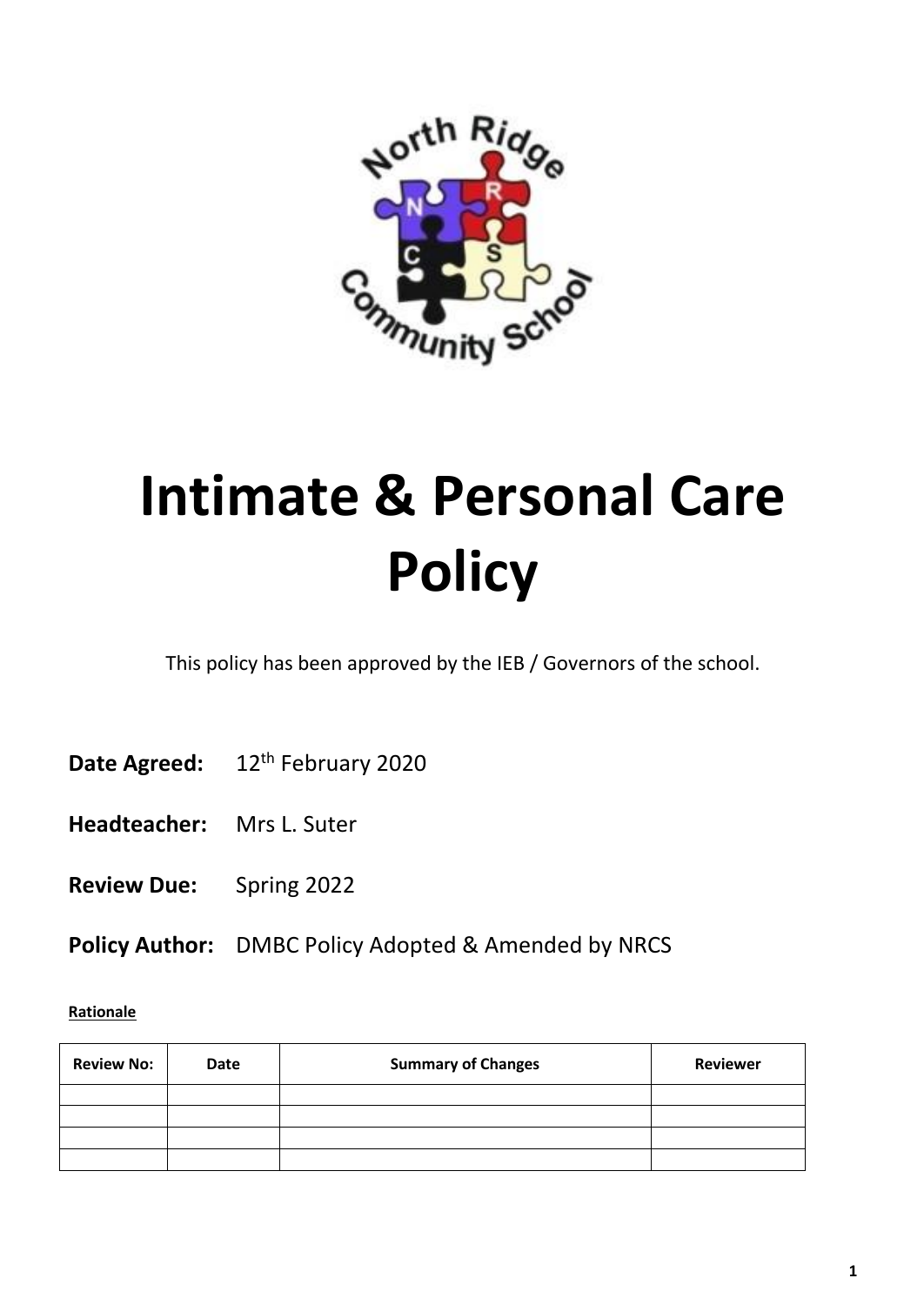# Intimate & Personal Care Policy

This policy has been approved by the IEB / Governors of the school.

**Date Agreed:** 12th February 2020

**Headteacher:** Mrs L. Suter

**Review Due:** Spring 2022

**Policy Author:** DMBC Policy Adopted & Amended by NRCS

**Rationale**

| Review No: | Date | Summary of Changes | Reviewer |
|---|---|---|---|
| | | | |
| | | | |
| | | | |
| | | | |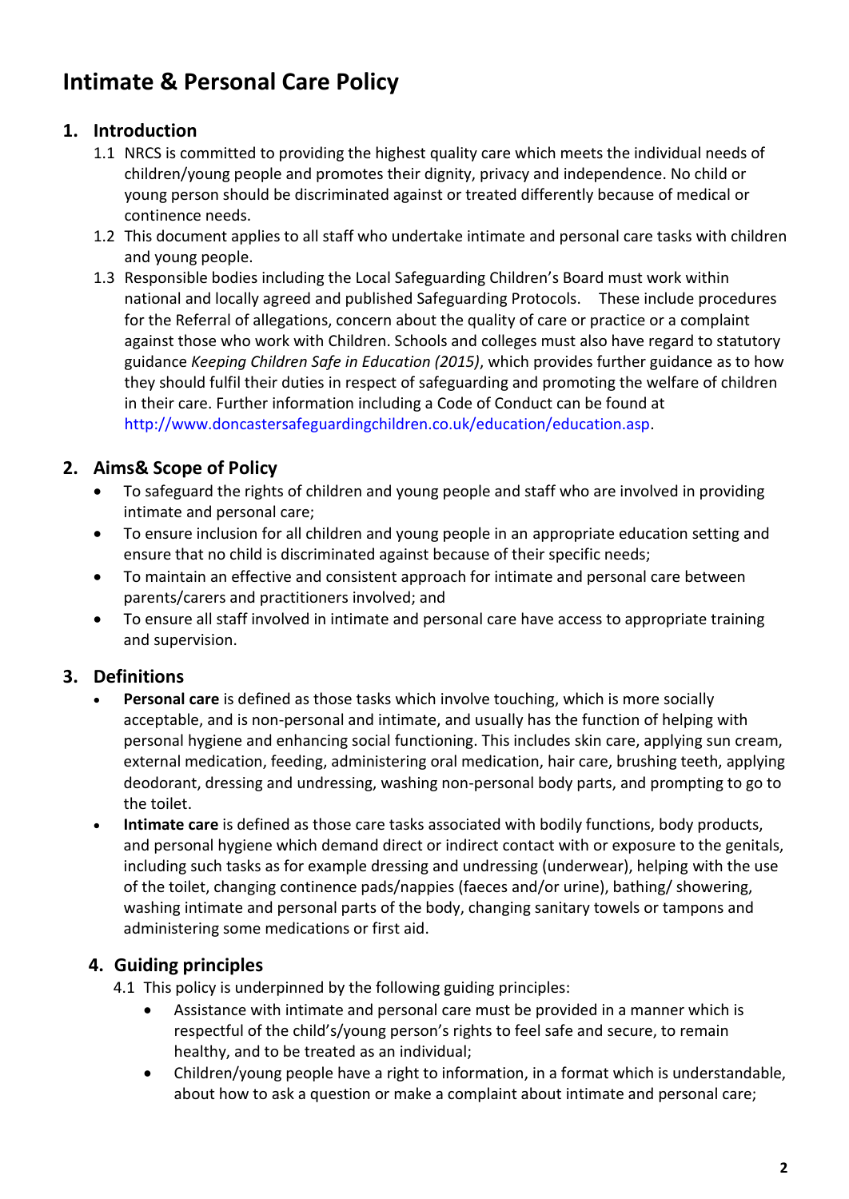# Intimate & Personal Care Policy

## 1. Introduction

1.1 NRCS is committed to providing the highest quality care which meets the individual needs of children/young people and promotes their dignity, privacy and independence. No child or young person should be discriminated against or treated differently because of medical or continence needs.

1.2 This document applies to all staff who undertake intimate and personal care tasks with children and young people.

1.3 Responsible bodies including the Local Safeguarding Children's Board must work within national and locally agreed and published Safeguarding Protocols. These include procedures for the Referral of allegations, concern about the quality of care or practice or a complaint against those who work with Children. Schools and colleges must also have regard to statutory guidance *Keeping Children Safe in Education (2015)*, which provides further guidance as to how they should fulfil their duties in respect of safeguarding and promoting the welfare of children in their care. Further information including a Code of Conduct can be found at http://www.doncastersafeguardingchildren.co.uk/education/education.asp.

## 2. Aims& Scope of Policy

- To safeguard the rights of children and young people and staff who are involved in providing intimate and personal care;
- To ensure inclusion for all children and young people in an appropriate education setting and ensure that no child is discriminated against because of their specific needs;
- To maintain an effective and consistent approach for intimate and personal care between parents/carers and practitioners involved; and
- To ensure all staff involved in intimate and personal care have access to appropriate training and supervision.

## 3. Definitions

- **Personal care** is defined as those tasks which involve touching, which is more socially acceptable, and is non-personal and intimate, and usually has the function of helping with personal hygiene and enhancing social functioning. This includes skin care, applying sun cream, external medication, feeding, administering oral medication, hair care, brushing teeth, applying deodorant, dressing and undressing, washing non-personal body parts, and prompting to go to the toilet.
- **Intimate care** is defined as those care tasks associated with bodily functions, body products, and personal hygiene which demand direct or indirect contact with or exposure to the genitals, including such tasks as for example dressing and undressing (underwear), helping with the use of the toilet, changing continence pads/nappies (faeces and/or urine), bathing/ showering, washing intimate and personal parts of the body, changing sanitary towels or tampons and administering some medications or first aid.

## 4. Guiding principles

4.1 This policy is underpinned by the following guiding principles:

- Assistance with intimate and personal care must be provided in a manner which is respectful of the child's/young person's rights to feel safe and secure, to remain healthy, and to be treated as an individual;
- Children/young people have a right to information, in a format which is understandable, about how to ask a question or make a complaint about intimate and personal care;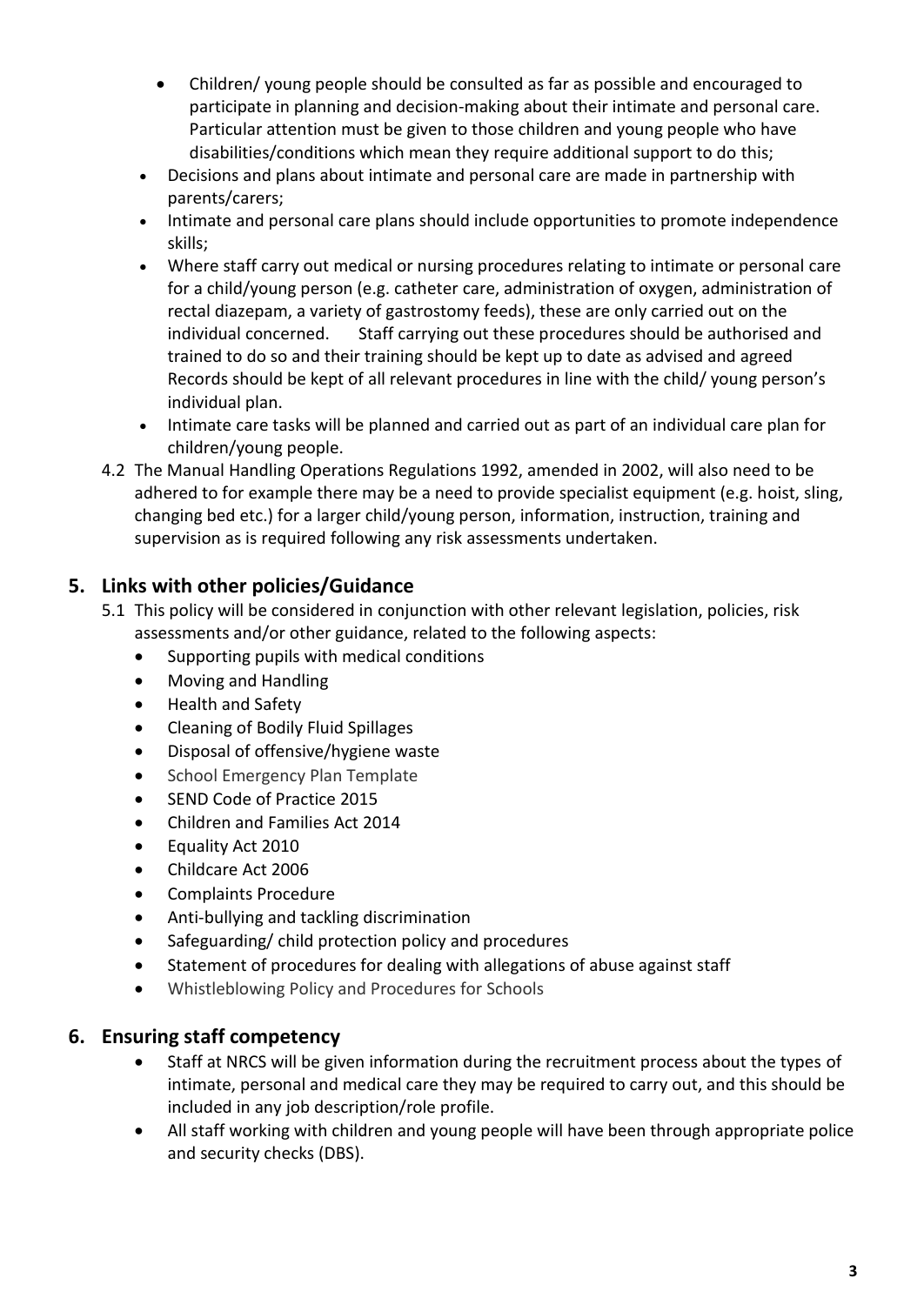- Children/ young people should be consulted as far as possible and encouraged to participate in planning and decision-making about their intimate and personal care. Particular attention must be given to those children and young people who have disabilities/conditions which mean they require additional support to do this;
- Decisions and plans about intimate and personal care are made in partnership with parents/carers;
- Intimate and personal care plans should include opportunities to promote independence skills;
- Where staff carry out medical or nursing procedures relating to intimate or personal care for a child/young person (e.g. catheter care, administration of oxygen, administration of rectal diazepam, a variety of gastrostomy feeds), these are only carried out on the individual concerned. Staff carrying out these procedures should be authorised and trained to do so and their training should be kept up to date as advised and agreed Records should be kept of all relevant procedures in line with the child/ young person's individual plan.
- Intimate care tasks will be planned and carried out as part of an individual care plan for children/young people.

4.2 The Manual Handling Operations Regulations 1992, amended in 2002, will also need to be adhered to for example there may be a need to provide specialist equipment (e.g. hoist, sling, changing bed etc.) for a larger child/young person, information, instruction, training and supervision as is required following any risk assessments undertaken.

## 5. Links with other policies/Guidance

5.1 This policy will be considered in conjunction with other relevant legislation, policies, risk assessments and/or other guidance, related to the following aspects:

- Supporting pupils with medical conditions
- Moving and Handling
- Health and Safety
- Cleaning of Bodily Fluid Spillages
- Disposal of offensive/hygiene waste
- School Emergency Plan Template
- SEND Code of Practice 2015
- Children and Families Act 2014
- Equality Act 2010
- Childcare Act 2006
- Complaints Procedure
- Anti-bullying and tackling discrimination
- Safeguarding/ child protection policy and procedures
- Statement of procedures for dealing with allegations of abuse against staff
- Whistleblowing Policy and Procedures for Schools

## 6. Ensuring staff competency

- Staff at NRCS will be given information during the recruitment process about the types of intimate, personal and medical care they may be required to carry out, and this should be included in any job description/role profile.
- All staff working with children and young people will have been through appropriate police and security checks (DBS).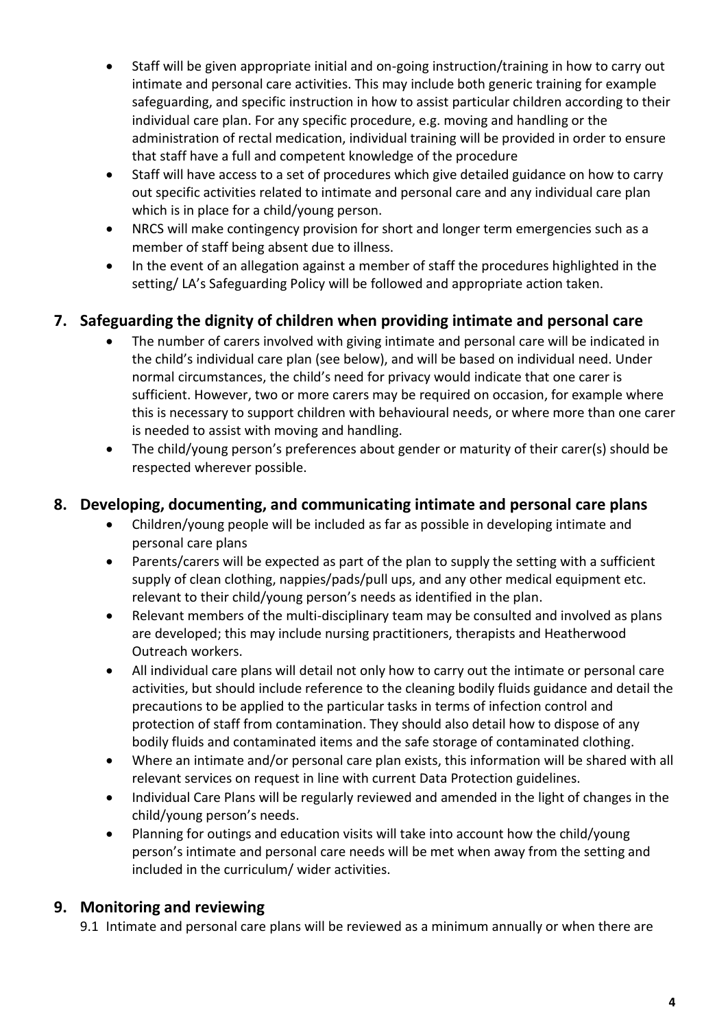- Staff will be given appropriate initial and on-going instruction/training in how to carry out intimate and personal care activities. This may include both generic training for example safeguarding, and specific instruction in how to assist particular children according to their individual care plan. For any specific procedure, e.g. moving and handling or the administration of rectal medication, individual training will be provided in order to ensure that staff have a full and competent knowledge of the procedure
- Staff will have access to a set of procedures which give detailed guidance on how to carry out specific activities related to intimate and personal care and any individual care plan which is in place for a child/young person.
- NRCS will make contingency provision for short and longer term emergencies such as a member of staff being absent due to illness.
- In the event of an allegation against a member of staff the procedures highlighted in the setting/ LA's Safeguarding Policy will be followed and appropriate action taken.

## 7. Safeguarding the dignity of children when providing intimate and personal care

- The number of carers involved with giving intimate and personal care will be indicated in the child's individual care plan (see below), and will be based on individual need. Under normal circumstances, the child's need for privacy would indicate that one carer is sufficient. However, two or more carers may be required on occasion, for example where this is necessary to support children with behavioural needs, or where more than one carer is needed to assist with moving and handling.
- The child/young person's preferences about gender or maturity of their carer(s) should be respected wherever possible.

## 8. Developing, documenting, and communicating intimate and personal care plans

- Children/young people will be included as far as possible in developing intimate and personal care plans
- Parents/carers will be expected as part of the plan to supply the setting with a sufficient supply of clean clothing, nappies/pads/pull ups, and any other medical equipment etc. relevant to their child/young person's needs as identified in the plan.
- Relevant members of the multi-disciplinary team may be consulted and involved as plans are developed; this may include nursing practitioners, therapists and Heatherwood Outreach workers.
- All individual care plans will detail not only how to carry out the intimate or personal care activities, but should include reference to the cleaning bodily fluids guidance and detail the precautions to be applied to the particular tasks in terms of infection control and protection of staff from contamination. They should also detail how to dispose of any bodily fluids and contaminated items and the safe storage of contaminated clothing.
- Where an intimate and/or personal care plan exists, this information will be shared with all relevant services on request in line with current Data Protection guidelines.
- Individual Care Plans will be regularly reviewed and amended in the light of changes in the child/young person's needs.
- Planning for outings and education visits will take into account how the child/young person's intimate and personal care needs will be met when away from the setting and included in the curriculum/ wider activities.

## 9. Monitoring and reviewing

9.1 Intimate and personal care plans will be reviewed as a minimum annually or when there are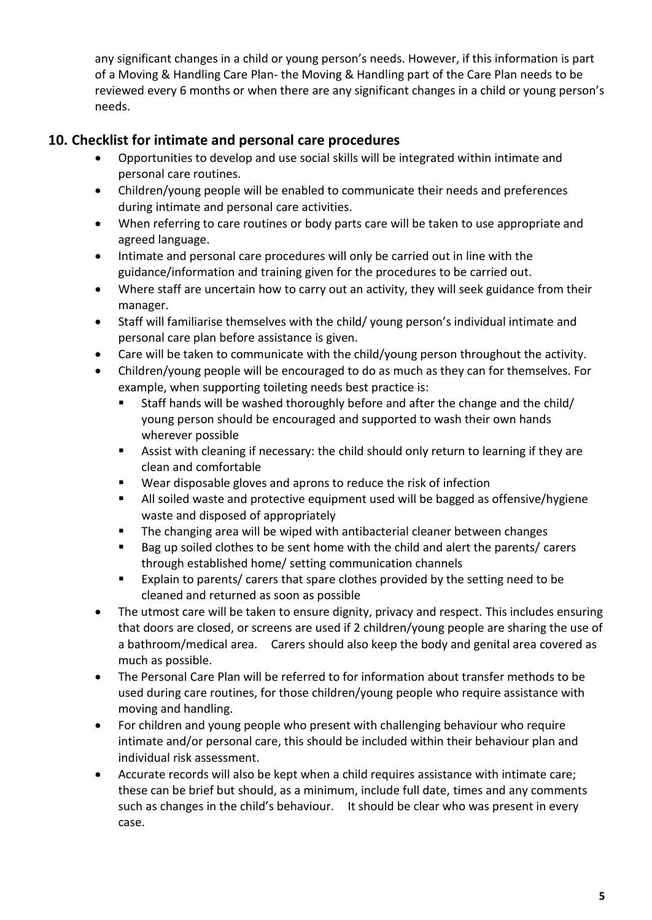any significant changes in a child or young person's needs. However, if this information is part of a Moving & Handling Care Plan- the Moving & Handling part of the Care Plan needs to be reviewed every 6 months or when there are any significant changes in a child or young person's needs.

## 10. Checklist for intimate and personal care procedures

- Opportunities to develop and use social skills will be integrated within intimate and personal care routines.
- Children/young people will be enabled to communicate their needs and preferences during intimate and personal care activities.
- When referring to care routines or body parts care will be taken to use appropriate and agreed language.
- Intimate and personal care procedures will only be carried out in line with the guidance/information and training given for the procedures to be carried out.
- Where staff are uncertain how to carry out an activity, they will seek guidance from their manager.
- Staff will familiarise themselves with the child/ young person's individual intimate and personal care plan before assistance is given.
- Care will be taken to communicate with the child/young person throughout the activity.
- Children/young people will be encouraged to do as much as they can for themselves. For example, when supporting toileting needs best practice is:
  - Staff hands will be washed thoroughly before and after the change and the child/ young person should be encouraged and supported to wash their own hands wherever possible
  - Assist with cleaning if necessary: the child should only return to learning if they are clean and comfortable
  - Wear disposable gloves and aprons to reduce the risk of infection
  - All soiled waste and protective equipment used will be bagged as offensive/hygiene waste and disposed of appropriately
  - The changing area will be wiped with antibacterial cleaner between changes
  - Bag up soiled clothes to be sent home with the child and alert the parents/ carers through established home/ setting communication channels
  - Explain to parents/ carers that spare clothes provided by the setting need to be cleaned and returned as soon as possible
- The utmost care will be taken to ensure dignity, privacy and respect. This includes ensuring that doors are closed, or screens are used if 2 children/young people are sharing the use of a bathroom/medical area. Carers should also keep the body and genital area covered as much as possible.
- The Personal Care Plan will be referred to for information about transfer methods to be used during care routines, for those children/young people who require assistance with moving and handling.
- For children and young people who present with challenging behaviour who require intimate and/or personal care, this should be included within their behaviour plan and individual risk assessment.
- Accurate records will also be kept when a child requires assistance with intimate care; these can be brief but should, as a minimum, include full date, times and any comments such as changes in the child's behaviour. It should be clear who was present in every case.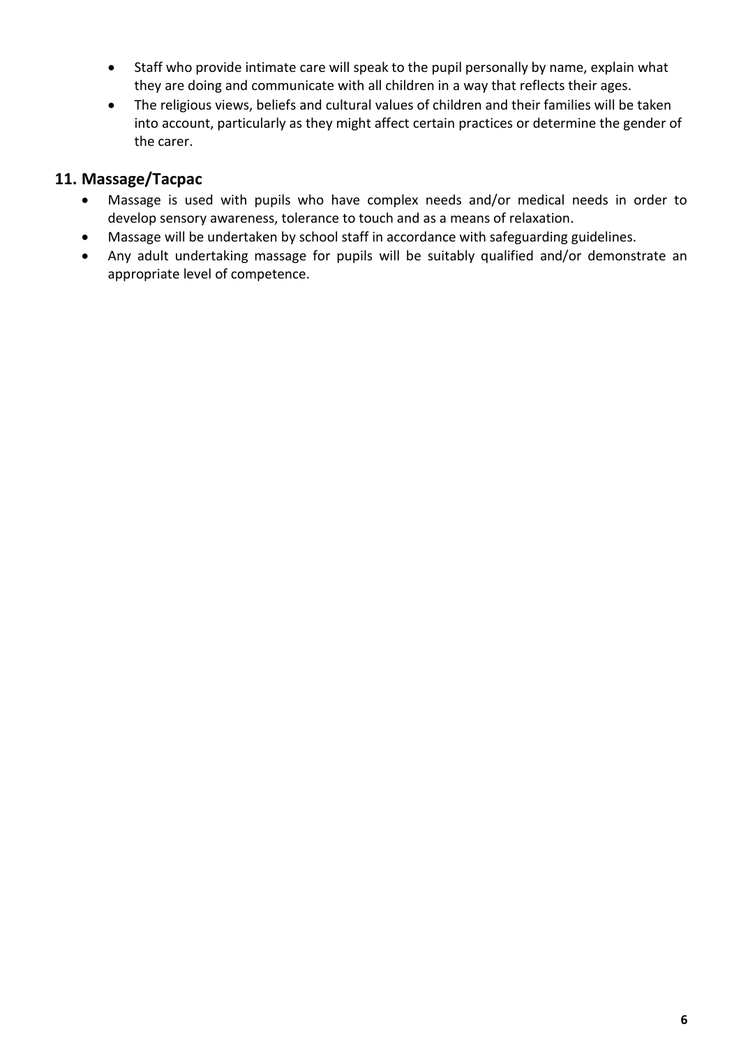- Staff who provide intimate care will speak to the pupil personally by name, explain what they are doing and communicate with all children in a way that reflects their ages.
- The religious views, beliefs and cultural values of children and their families will be taken into account, particularly as they might affect certain practices or determine the gender of the carer.

## 11. Massage/Tacpac

- Massage is used with pupils who have complex needs and/or medical needs in order to develop sensory awareness, tolerance to touch and as a means of relaxation.
- Massage will be undertaken by school staff in accordance with safeguarding guidelines.
- Any adult undertaking massage for pupils will be suitably qualified and/or demonstrate an appropriate level of competence.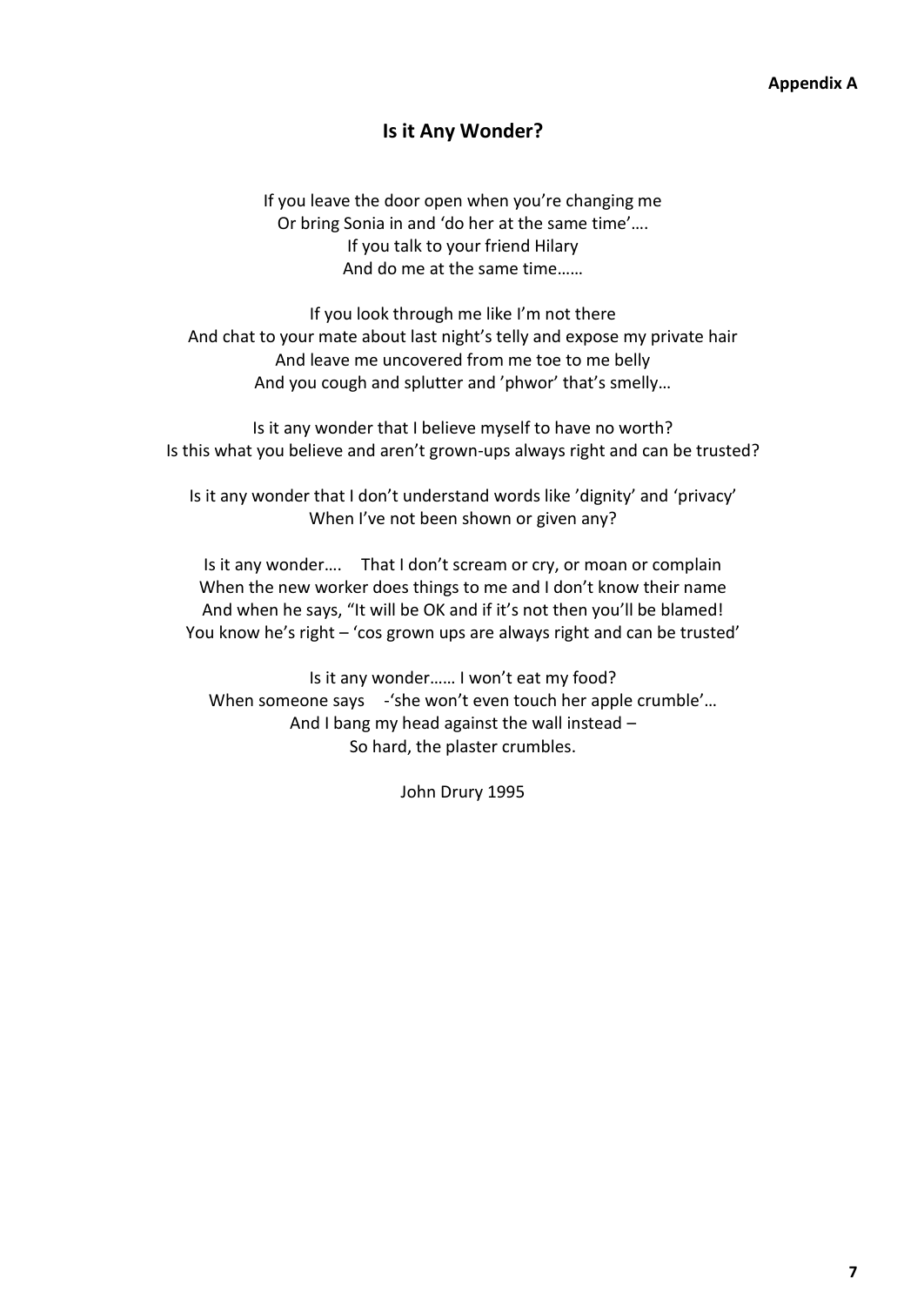**Appendix A**

## Is it Any Wonder?

If you leave the door open when you're changing me  
Or bring Sonia in and 'do her at the same time'….  
If you talk to your friend Hilary  
And do me at the same time……

If you look through me like I'm not there  
And chat to your mate about last night's telly and expose my private hair  
And leave me uncovered from me toe to me belly  
And you cough and splutter and 'phwor' that's smelly…

Is it any wonder that I believe myself to have no worth?  
Is this what you believe and aren't grown-ups always right and can be trusted?

Is it any wonder that I don't understand words like 'dignity' and 'privacy'  
When I've not been shown or given any?

Is it any wonder….  That I don't scream or cry, or moan or complain  
When the new worker does things to me and I don't know their name  
And when he says, "It will be OK and if it's not then you'll be blamed!  
You know he's right – 'cos grown ups are always right and can be trusted'

Is it any wonder…… I won't eat my food?  
When someone says  -'she won't even touch her apple crumble'…  
And I bang my head against the wall instead –  
So hard, the plaster crumbles.

John Drury 1995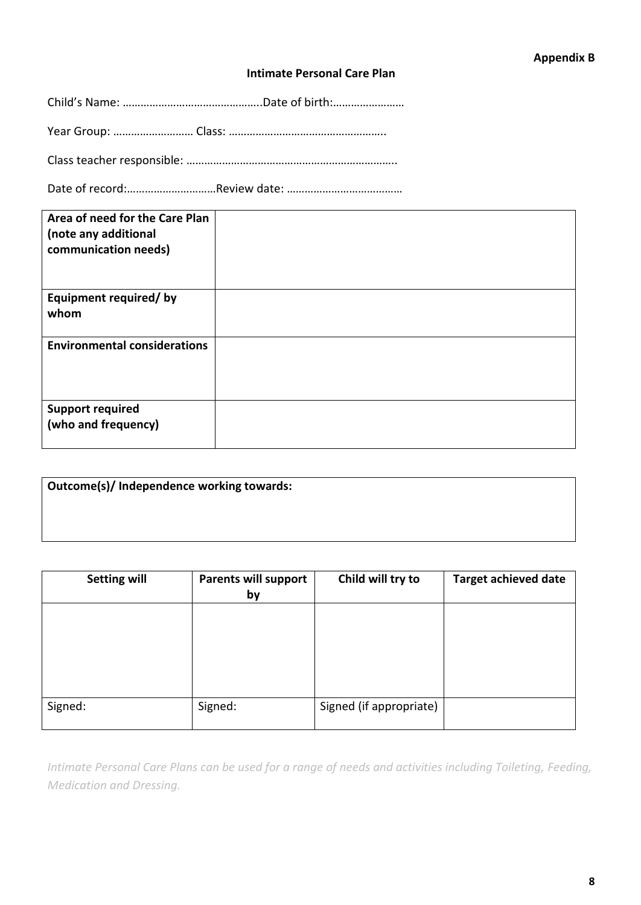**Appendix B**

## Intimate Personal Care Plan

Child's Name: ………………………………………..Date of birth:……………………

Year Group: ……………………… Class: ……………………………………………..

Class teacher responsible: ……………………………………………………………..

Date of record:…………………………Review date: …………………………………

| | |
|---|---|
| **Area of need for the Care Plan (note any additional communication needs)** | |
| **Equipment required/ by whom** | |
| **Environmental considerations** | |
| **Support required (who and frequency)** | |

| **Outcome(s)/ Independence working towards:** |
|---|
| |

| Setting will | Parents will support by | Child will try to | Target achieved date |
|---|---|---|---|
| | | | |
| Signed: | Signed: | Signed (if appropriate) | |

*Intimate Personal Care Plans can be used for a range of needs and activities including Toileting, Feeding, Medication and Dressing.*